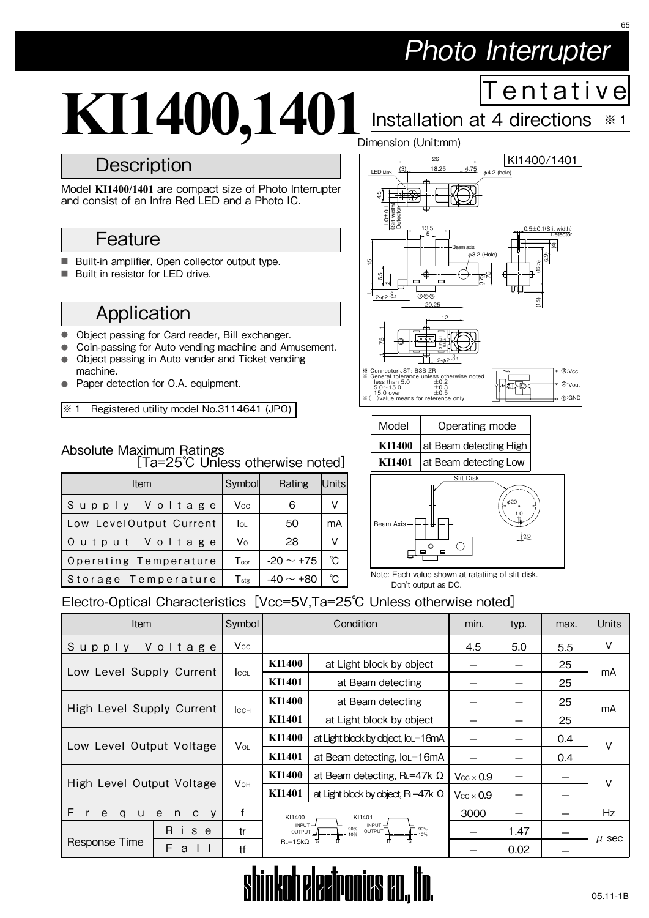# Photo Interrupter

# KI1400,1401

Tentative

Installation at 4 directions ※1

## Description

Model **KI1400/1401** are compact size of Photo Interrupter and consist of an Infra Red LED and a Photo IC.

## Feature

- Built-in amplifier, Open collector output type.
- Built in resistor for LED drive.

## Application

- Object passing for Card reader, Bill exchanger.
- Coin-passing for Auto vending machine and Amusement.
- Object passing in Auto vender and Ticket vending machine.
- Paper detection for O.A. equipment.

※1 Registered utility model No.3114641 (JPO)

Dimension (Unit:mm)

KI1400/1401

※ Connector:JST: B3B-ZR
※ General tolerance unless otherwise noted
less than 5.0 ±0.2
5.0～15.0 ±0.3
15.0 over ±0.5
※( )value means for reference only

③:Vcc
②:Vout
①:GND

| Model | Operating mode |
|---|---|
| **KI1400** | at Beam detecting High |
| **KI1401** | at Beam detecting Low |

Note: Each value shown at ratatiing of slit disk. Don't output as DC.

### Absolute Maximum Ratings [Ta=25℃ Unless otherwise noted]

| Item | Symbol | Rating | Units |
|---|---|---|---|
| Supply Voltage | $V_{CC}$ | 6 | V |
| Low LevelOutput Current | $I_{OL}$ | 50 | mA |
| Output Voltage | $V_O$ | 28 | V |
| Operating Temperature | $T_{opr}$ | -20 ～ +75 | ℃ |
| Storage Temperature | $T_{stg}$ | -40 ～ +80 | ℃ |

### Electro-Optical Characteristics [Vcc=5V,Ta=25℃ Unless otherwise noted]

| Item | | Symbol | Condition | | min. | typ. | max. | Units |
|---|---|---|---|---|---|---|---|---|
| Supply Voltage | | $V_{CC}$ | | | 4.5 | 5.0 | 5.5 | V |
| Low Level Supply Current | | $I_{CCL}$ | **KI1400** | at Light block by object | — | — | 25 | mA |
| | | | **KI1401** | at Beam detecting | — | — | 25 | |
| High Level Supply Current | | $I_{CCH}$ | **KI1400** | at Beam detecting | — | — | 25 | mA |
| | | | **KI1401** | at Light block by object | — | — | 25 | |
| Low Level Output Voltage | | $V_{OL}$ | **KI1400** | at Light block by object, $I_{OL}$=16mA | — | — | 0.4 | V |
| | | | **KI1401** | at Beam detecting, $I_{OL}$=16mA | — | — | 0.4 | |
| High Level Output Voltage | | $V_{OH}$ | **KI1400** | at Beam detecting, $R_L$=47k Ω | $V_{CC}$×0.9 | — | — | V |
| | | | **KI1401** | at Light block by object, $R_L$=47k Ω | $V_{CC}$×0.9 | — | — | |
| Frequency | | f | KI1400 / KI1401, $R_L$=15kΩ | | 3000 | — | — | Hz |
| Response Time | Rise | tr | | | — | 1.47 | — | μ sec |
| | Fall | tf | | | — | 0.02 | — | |

shinkoh electronics co., ltd.

05.11-1B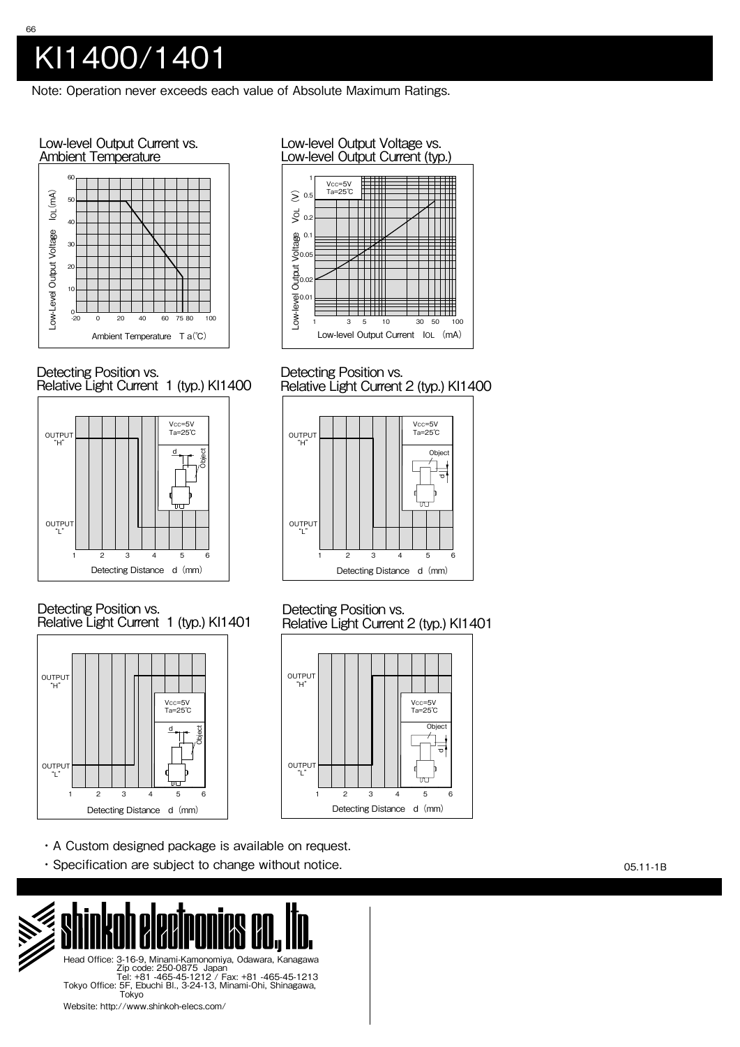# KI1400/1401

Note: Operation never exceeds each value of Absolute Maximum Ratings.

### Low-level Output Current vs. Ambient Temperature

Low-Level Output Voltage $I_{OL}$ (mA)

60
50
40
30
20
10
0

-20 0 20 40 60 75 80 100

Ambient Temperature Ta(℃)

### Low-level Output Voltage vs. Low-level Output Current (typ.)

Vcc=5V
Ta=25℃

Low-level Output Voltage $V_{OL}$ (V)

1
0.5
0.2
0.1
0.05
0.02
0.01

1 3 5 10 30 50 100

Low-level Output Current $I_{OL}$ (mA)

### Detecting Position vs. Relative Light Current 1 (typ.) KI1400

Vcc=5V
Ta=25℃

OUTPUT "H"
OUTPUT "L"

d
Object

1 2 3 4 5 6

Detecting Distance d (mm)

### Detecting Position vs. Relative Light Current 2 (typ.) KI1400

Vcc=5V
Ta=25℃

OUTPUT "H"
OUTPUT "L"

Object
d

1 2 3 4 5 6

Detecting Distance d (mm)

### Detecting Position vs. Relative Light Current 1 (typ.) KI1401

Vcc=5V
Ta=25℃

OUTPUT "H"
OUTPUT "L"

d
Object

1 2 3 4 5 6

Detecting Distance d (mm)

### Detecting Position vs. Relative Light Current 2 (typ.) KI1401

Vcc=5V
Ta=25℃

OUTPUT "H"
OUTPUT "L"

Object
d

1 2 3 4 5 6

Detecting Distance d (mm)

- A Custom designed package is available on request.
- Specification are subject to change without notice.

05.11-1B

**shinkoh electronics co., ltd.**

Head Office: 3-16-9, Minami-Kamonomiya, Odawara, Kanagawa
Zip code: 250-0875 Japan
Tel: +81 -465-45-1212 / Fax: +81 -465-45-1213
Tokyo Office: 5F, Ebuchi Bl., 3-24-13, Minami-Ohi, Shinagawa, Tokyo
Website: http://www.shinkoh-elecs.com/